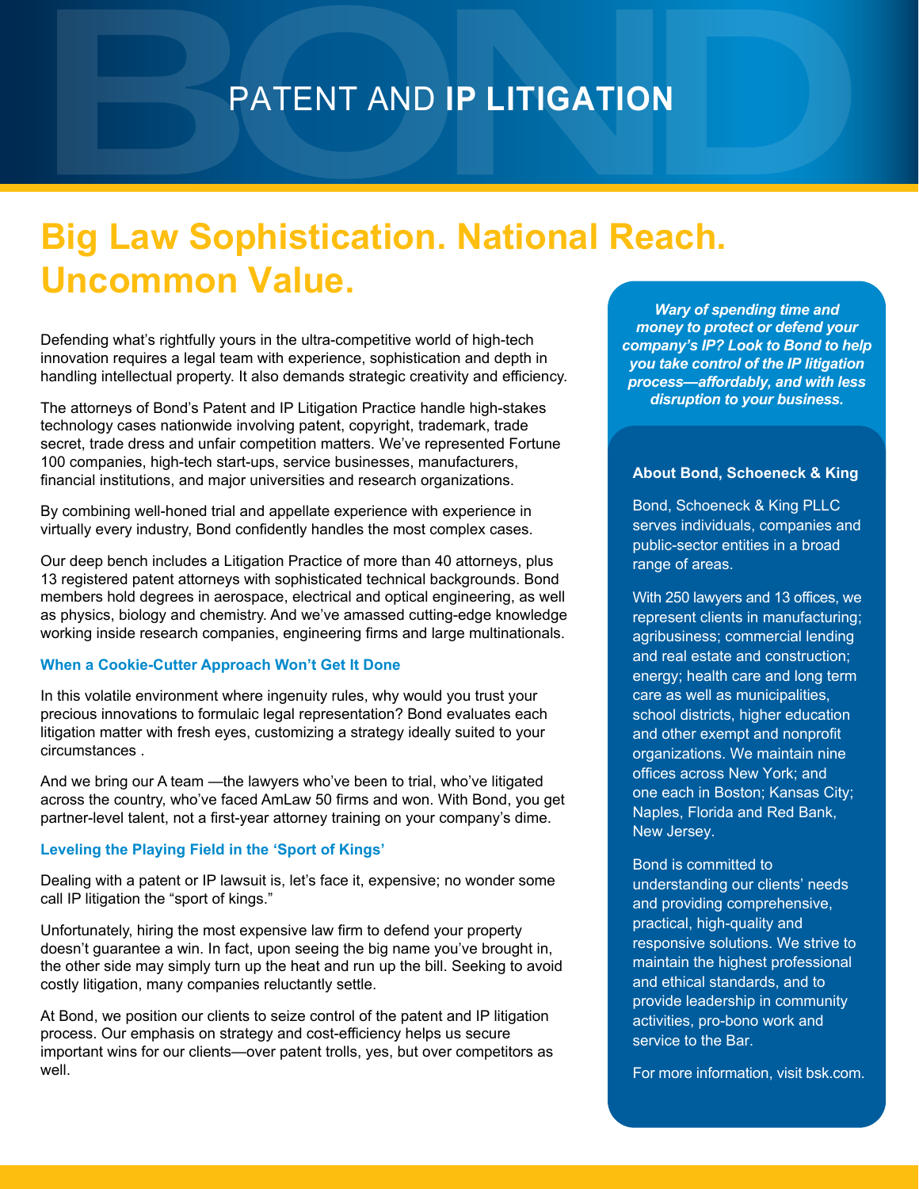# PATENT AND **IP LITIGATION**

## Big Law Sophistication. National Reach. Uncommon Value.

Defending what's rightfully yours in the ultra-competitive world of high-tech innovation requires a legal team with experience, sophistication and depth in handling intellectual property. It also demands strategic creativity and efficiency.

The attorneys of Bond's Patent and IP Litigation Practice handle high-stakes technology cases nationwide involving patent, copyright, trademark, trade secret, trade dress and unfair competition matters. We've represented Fortune 100 companies, high-tech start-ups, service businesses, manufacturers, financial institutions, and major universities and research organizations.

By combining well-honed trial and appellate experience with experience in virtually every industry, Bond confidently handles the most complex cases.

Our deep bench includes a Litigation Practice of more than 40 attorneys, plus 13 registered patent attorneys with sophisticated technical backgrounds. Bond members hold degrees in aerospace, electrical and optical engineering, as well as physics, biology and chemistry. And we've amassed cutting-edge knowledge working inside research companies, engineering firms and large multinationals.

### When a Cookie-Cutter Approach Won't Get It Done

In this volatile environment where ingenuity rules, why would you trust your precious innovations to formulaic legal representation? Bond evaluates each litigation matter with fresh eyes, customizing a strategy ideally suited to your circumstances .

And we bring our A team —the lawyers who've been to trial, who've litigated across the country, who've faced AmLaw 50 firms and won. With Bond, you get partner-level talent, not a first-year attorney training on your company's dime.

### Leveling the Playing Field in the 'Sport of Kings'

Dealing with a patent or IP lawsuit is, let's face it, expensive; no wonder some call IP litigation the "sport of kings."

Unfortunately, hiring the most expensive law firm to defend your property doesn't guarantee a win. In fact, upon seeing the big name you've brought in, the other side may simply turn up the heat and run up the bill. Seeking to avoid costly litigation, many companies reluctantly settle.

At Bond, we position our clients to seize control of the patent and IP litigation process. Our emphasis on strategy and cost-efficiency helps us secure important wins for our clients—over patent trolls, yes, but over competitors as well.

***Wary of spending time and money to protect or defend your company's IP? Look to Bond to help you take control of the IP litigation process—affordably, and with less disruption to your business.***

#### About Bond, Schoeneck & King

Bond, Schoeneck & King PLLC serves individuals, companies and public-sector entities in a broad range of areas.

With 250 lawyers and 13 offices, we represent clients in manufacturing; agribusiness; commercial lending and real estate and construction; energy; health care and long term care as well as municipalities, school districts, higher education and other exempt and nonprofit organizations. We maintain nine offices across New York; and one each in Boston; Kansas City; Naples, Florida and Red Bank, New Jersey.

Bond is committed to understanding our clients' needs and providing comprehensive, practical, high-quality and responsive solutions. We strive to maintain the highest professional and ethical standards, and to provide leadership in community activities, pro-bono work and service to the Bar.

For more information, visit bsk.com.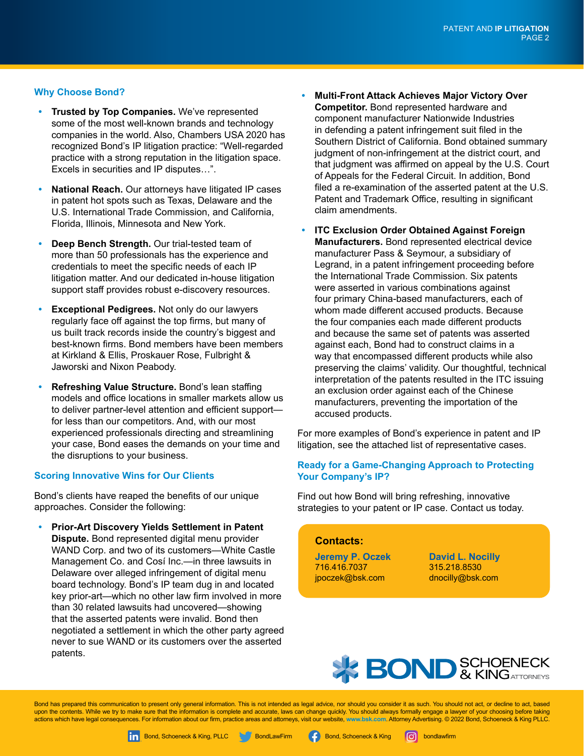## Why Choose Bond?

- **Trusted by Top Companies.** We've represented some of the most well-known brands and technology companies in the world. Also, Chambers USA 2020 has recognized Bond's IP litigation practice: "Well-regarded practice with a strong reputation in the litigation space. Excels in securities and IP disputes…".
- **National Reach.** Our attorneys have litigated IP cases in patent hot spots such as Texas, Delaware and the U.S. International Trade Commission, and California, Florida, Illinois, Minnesota and New York.
- **Deep Bench Strength.** Our trial-tested team of more than 50 professionals has the experience and credentials to meet the specific needs of each IP litigation matter. And our dedicated in-house litigation support staff provides robust e-discovery resources.
- **Exceptional Pedigrees.** Not only do our lawyers regularly face off against the top firms, but many of us built track records inside the country's biggest and best-known firms. Bond members have been members at Kirkland & Ellis, Proskauer Rose, Fulbright & Jaworski and Nixon Peabody.
- **Refreshing Value Structure.** Bond's lean staffing models and office locations in smaller markets allow us to deliver partner-level attention and efficient support—for less than our competitors. And, with our most experienced professionals directing and streamlining your case, Bond eases the demands on your time and the disruptions to your business.

## Scoring Innovative Wins for Our Clients

Bond's clients have reaped the benefits of our unique approaches. Consider the following:

- **Prior-Art Discovery Yields Settlement in Patent Dispute.** Bond represented digital menu provider WAND Corp. and two of its customers—White Castle Management Co. and Cosí Inc.—in three lawsuits in Delaware over alleged infringement of digital menu board technology. Bond's IP team dug in and located key prior-art—which no other law firm involved in more than 30 related lawsuits had uncovered—showing that the asserted patents were invalid. Bond then negotiated a settlement in which the other party agreed never to sue WAND or its customers over the asserted patents.
- **Multi-Front Attack Achieves Major Victory Over Competitor.** Bond represented hardware and component manufacturer Nationwide Industries in defending a patent infringement suit filed in the Southern District of California. Bond obtained summary judgment of non-infringement at the district court, and that judgment was affirmed on appeal by the U.S. Court of Appeals for the Federal Circuit. In addition, Bond filed a re-examination of the asserted patent at the U.S. Patent and Trademark Office, resulting in significant claim amendments.
- **ITC Exclusion Order Obtained Against Foreign Manufacturers.** Bond represented electrical device manufacturer Pass & Seymour, a subsidiary of Legrand, in a patent infringement proceeding before the International Trade Commission. Six patents were asserted in various combinations against four primary China-based manufacturers, each of whom made different accused products. Because the four companies each made different products and because the same set of patents was asserted against each, Bond had to construct claims in a way that encompassed different products while also preserving the claims' validity. Our thoughtful, technical interpretation of the patents resulted in the ITC issuing an exclusion order against each of the Chinese manufacturers, preventing the importation of the accused products.

For more examples of Bond's experience in patent and IP litigation, see the attached list of representative cases.

## Ready for a Game-Changing Approach to Protecting Your Company's IP?

Find out how Bond will bring refreshing, innovative strategies to your patent or IP case. Contact us today.

**Contacts:**

**Jeremy P. Oczek**
716.416.7037
jpoczek@bsk.com

**David L. Nocilly**
315.218.8530
dnocilly@bsk.com

BOND SCHOENECK & KING ATTORNEYS

Bond has prepared this communication to present only general information. This is not intended as legal advice, nor should you consider it as such. You should not act, or decline to act, based upon the contents. While we try to make sure that the information is complete and accurate, laws can change quickly. You should always formally engage a lawyer of your choosing before taking actions which have legal consequences. For information about our firm, practice areas and attorneys, visit our website, www.bsk.com. Attorney Advertising. © 2022 Bond, Schoeneck & King PLLC.

Bond, Schoeneck & King, PLLC | BondLawFirm | Bond, Schoeneck & King | bondlawfirm